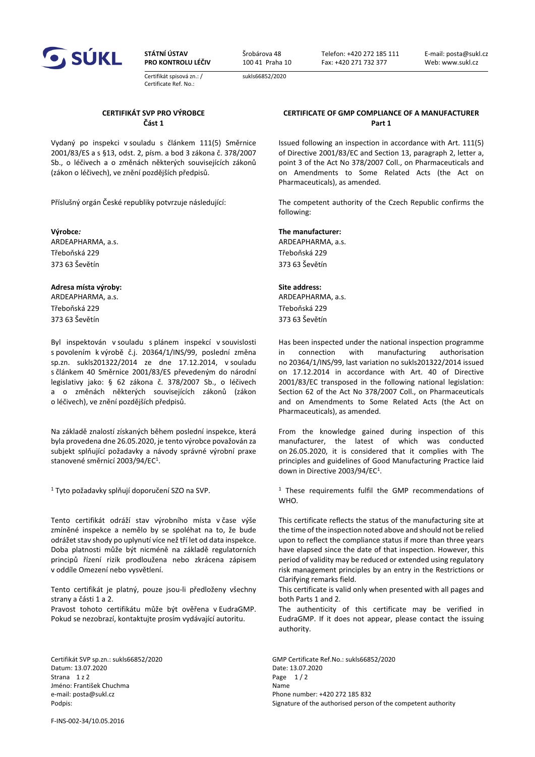**SÚKL**

**STÁTNÍ ÚSTAV PRO KONTROLU LÉČIV**

Šrobárova 48
100 41 Praha 10

Telefon: +420 272 185 111
Fax: +420 271 732 377

E-mail: posta@sukl.cz
Web: www.sukl.cz

Certifikát spisová zn.: / Certificate Ref. No.: sukls66852/2020

## CERTIFIKÁT SVP PRO VÝROBCE
### Část 1

Vydaný po inspekci v souladu s článkem 111(5) Směrnice 2001/83/ES a s §13, odst. 2, písm. a bod 3 zákona č. 378/2007 Sb., o léčivech a o změnách některých souvisejících zákonů (zákon o léčivech), ve znění pozdějších předpisů.

Příslušný orgán České republiky potvrzuje následující:

**Výrobce:**
ARDEAPHARMA, a.s.
Třeboňská 229
373 63 Ševětín

**Adresa místa výroby:**
ARDEAPHARMA, a.s.
Třeboňská 229
373 63 Ševětín

Byl inspektován v souladu s plánem inspekcí v souvislosti s povolením k výrobě č.j. 20364/1/INS/99, poslední změna sp.zn. sukls201322/2014 ze dne 17.12.2014, v souladu s článkem 40 Směrnice 2001/83/ES převedeným do národní legislativy jako: § 62 zákona č. 378/2007 Sb., o léčivech a o změnách některých souvisejících zákonů (zákon o léčivech), ve znění pozdějších předpisů.

Na základě znalostí získaných během poslední inspekce, která byla provedena dne 26.05.2020, je tento výrobce považován za subjekt splňující požadavky a návody správné výrobní praxe stanovené směrnicí 2003/94/EC[1].

[1] Tyto požadavky splňují doporučení SZO na SVP.

Tento certifikát odráží stav výrobního místa v čase výše zmíněné inspekce a nemělo by se spoléhat na to, že bude odrážet stav shody po uplynutí více než tří let od data inspekce. Doba platnosti může být nicméně na základě regulatorních principů řízení rizik prodloužena nebo zkrácena zápisem v oddíle Omezení nebo vysvětlení.

Tento certifikát je platný, pouze jsou-li předloženy všechny strany a části 1 a 2.

Pravost tohoto certifikátu může být ověřena v EudraGMP. Pokud se nezobrazí, kontaktujte prosím vydávající autoritu.

## CERTIFICATE OF GMP COMPLIANCE OF A MANUFACTURER
### Part 1

Issued following an inspection in accordance with Art. 111(5) of Directive 2001/83/EC and Section 13, paragraph 2, letter a, point 3 of the Act No 378/2007 Coll., on Pharmaceuticals and on Amendments to Some Related Acts (the Act on Pharmaceuticals), as amended.

The competent authority of the Czech Republic confirms the following:

**The manufacturer:**
ARDEAPHARMA, a.s.
Třeboňská 229
373 63 Ševětín

**Site address:**
ARDEAPHARMA, a.s.
Třeboňská 229
373 63 Ševětín

Has been inspected under the national inspection programme in connection with manufacturing authorisation no 20364/1/INS/99, last variation no sukls201322/2014 issued on 17.12.2014 in accordance with Art. 40 of Directive 2001/83/EC transposed in the following national legislation: Section 62 of the Act No 378/2007 Coll., on Pharmaceuticals and on Amendments to Some Related Acts (the Act on Pharmaceuticals), as amended.

From the knowledge gained during inspection of this manufacturer, the latest of which was conducted on 26.05.2020, it is considered that it complies with The principles and guidelines of Good Manufacturing Practice laid down in Directive 2003/94/EC[1].

[1] These requirements fulfil the GMP recommendations of WHO.

This certificate reflects the status of the manufacturing site at the time of the inspection noted above and should not be relied upon to reflect the compliance status if more than three years have elapsed since the date of that inspection. However, this period of validity may be reduced or extended using regulatory risk management principles by an entry in the Restrictions or Clarifying remarks field.

This certificate is valid only when presented with all pages and both Parts 1 and 2.

The authenticity of this certificate may be verified in EudraGMP. If it does not appear, please contact the issuing authority.

Certifikát SVP sp.zn.: sukls66852/2020
Datum: 13.07.2020
Jméno: František Chuchma
e-mail: posta@sukl.cz
Podpis:

GMP Certificate Ref.No.: sukls66852/2020
Date: 13.07.2020
Name
Phone number: +420 272 185 832
Signature of the authorised person of the competent authority

F-INS-002-34/10.05.2016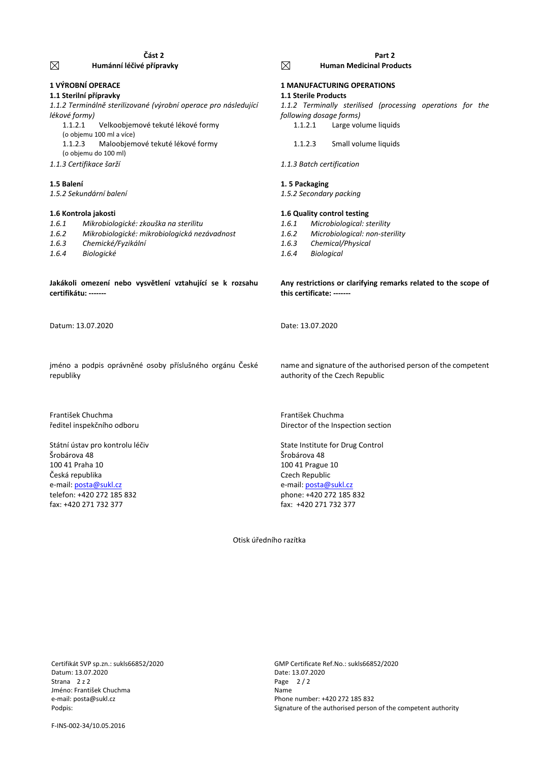**Část 2**

☒ **Humánní léčivé přípravky**

**1 VÝROBNÍ OPERACE**

**1.1 Sterilní přípravky**

*1.1.2 Terminálně sterilizované (výrobní operace pro následující lékové formy)*

1.1.2.1 Velkoobjemové tekuté lékové formy (o objemu 100 ml a více)

1.1.2.3 Maloobjemové tekuté lékové formy (o objemu do 100 ml)

*1.1.3 Certifikace šarží*

**1.5 Balení**

*1.5.2 Sekundární balení*

**1.6 Kontrola jakosti**

*1.6.1 Mikrobiologické: zkouška na sterilitu*

*1.6.2 Mikrobiologické: mikrobiologická nezávadnost*

*1.6.3 Chemické/Fyzikální*

*1.6.4 Biologické*

**Jakákoli omezení nebo vysvětlení vztahující se k rozsahu certifikátu: -------**

Datum: 13.07.2020

jméno a podpis oprávněné osoby příslušného orgánu České republiky

František Chuchma
ředitel inspekčního odboru

Státní ústav pro kontrolu léčiv
Šrobárova 48
100 41 Praha 10
Česká republika
e-mail: posta@sukl.cz
telefon: +420 272 185 832
fax: +420 271 732 377

**Part 2**

☒ **Human Medicinal Products**

**1 MANUFACTURING OPERATIONS**

**1.1 Sterile Products**

*1.1.2 Terminally sterilised (processing operations for the following dosage forms)*

1.1.2.1 Large volume liquids

1.1.2.3 Small volume liquids

*1.1.3 Batch certification*

**1. 5 Packaging**

*1.5.2 Secondary packing*

**1.6 Quality control testing**

*1.6.1 Microbiological: sterility*

*1.6.2 Microbiological: non-sterility*

*1.6.3 Chemical/Physical*

*1.6.4 Biological*

**Any restrictions or clarifying remarks related to the scope of this certificate: -------**

Date: 13.07.2020

name and signature of the authorised person of the competent authority of the Czech Republic

František Chuchma
Director of the Inspection section

State Institute for Drug Control
Šrobárova 48
100 41 Prague 10
Czech Republic
e-mail: posta@sukl.cz
phone: +420 272 185 832
fax: +420 271 732 377

Otisk úředního razítka

Certifikát SVP sp.zn.: sukls66852/2020
Datum: 13.07.2020
Jméno: František Chuchma
e-mail: posta@sukl.cz
Podpis:

GMP Certificate Ref.No.: sukls66852/2020
Date: 13.07.2020
Name
Phone number: +420 272 185 832
Signature of the authorised person of the competent authority

F-INS-002-34/10.05.2016